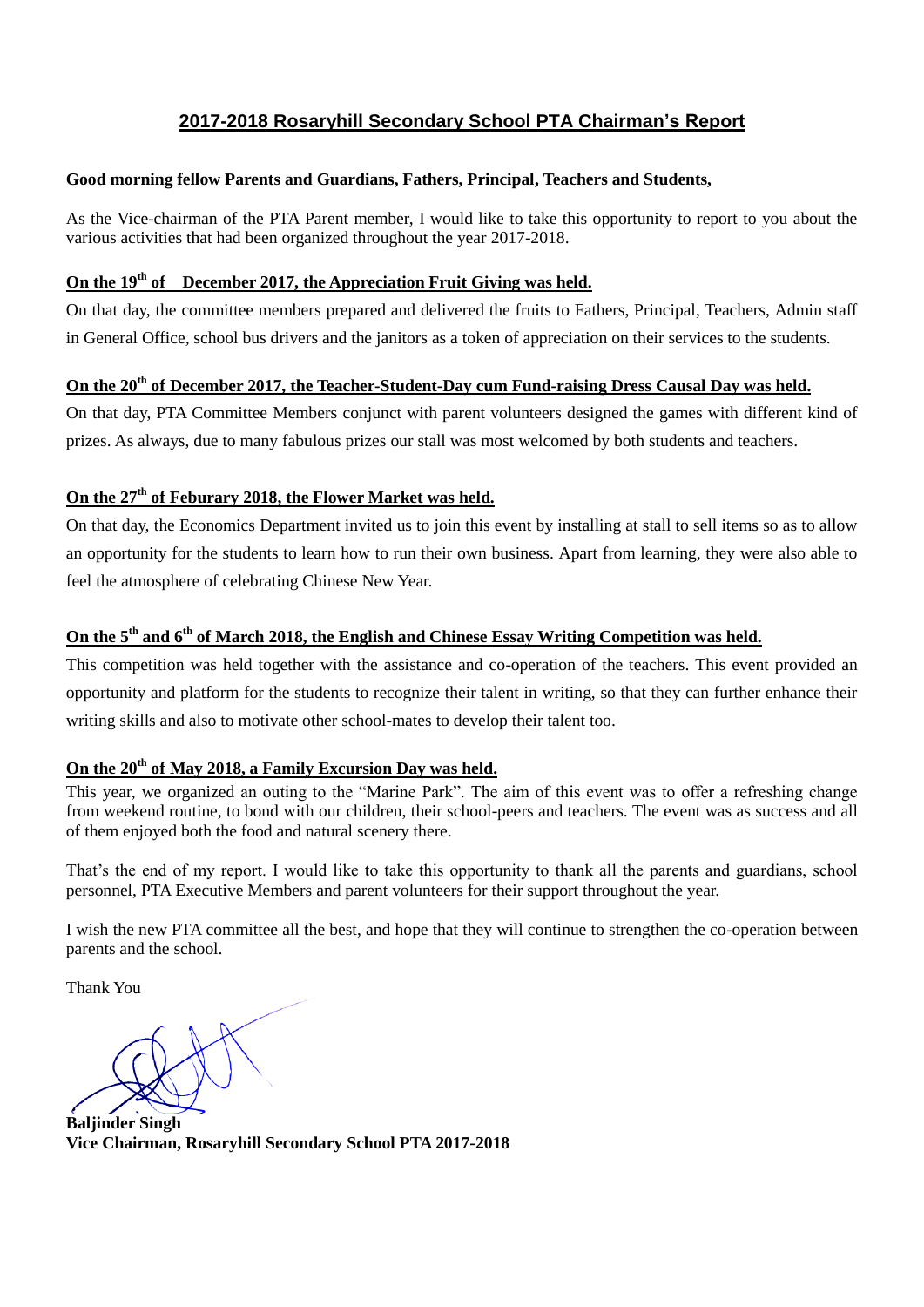## 2017-2018 Rosaryhill Secondary School PTA Chairman's Report

**Good morning fellow Parents and Guardians, Fathers, Principal, Teachers and Students,**

As the Vice-chairman of the PTA Parent member, I would like to take this opportunity to report to you about the various activities that had been organized throughout the year 2017-2018.

**On the 19th of December 2017, the Appreciation Fruit Giving was held.**

On that day, the committee members prepared and delivered the fruits to Fathers, Principal, Teachers, Admin staff in General Office, school bus drivers and the janitors as a token of appreciation on their services to the students.

**On the 20th of December 2017, the Teacher-Student-Day cum Fund-raising Dress Causal Day was held.**

On that day, PTA Committee Members conjunct with parent volunteers designed the games with different kind of prizes. As always, due to many fabulous prizes our stall was most welcomed by both students and teachers.

**On the 27th of Feburary 2018, the Flower Market was held.**

On that day, the Economics Department invited us to join this event by installing at stall to sell items so as to allow an opportunity for the students to learn how to run their own business. Apart from learning, they were also able to feel the atmosphere of celebrating Chinese New Year.

**On the 5th and 6th of March 2018, the English and Chinese Essay Writing Competition was held.**

This competition was held together with the assistance and co-operation of the teachers. This event provided an opportunity and platform for the students to recognize their talent in writing, so that they can further enhance their writing skills and also to motivate other school-mates to develop their talent too.

**On the 20th of May 2018, a Family Excursion Day was held.**

This year, we organized an outing to the "Marine Park". The aim of this event was to offer a refreshing change from weekend routine, to bond with our children, their school-peers and teachers. The event was as success and all of them enjoyed both the food and natural scenery there.

That's the end of my report. I would like to take this opportunity to thank all the parents and guardians, school personnel, PTA Executive Members and parent volunteers for their support throughout the year.

I wish the new PTA committee all the best, and hope that they will continue to strengthen the co-operation between parents and the school.

Thank You

**Baljinder Singh**
**Vice Chairman, Rosaryhill Secondary School PTA 2017-2018**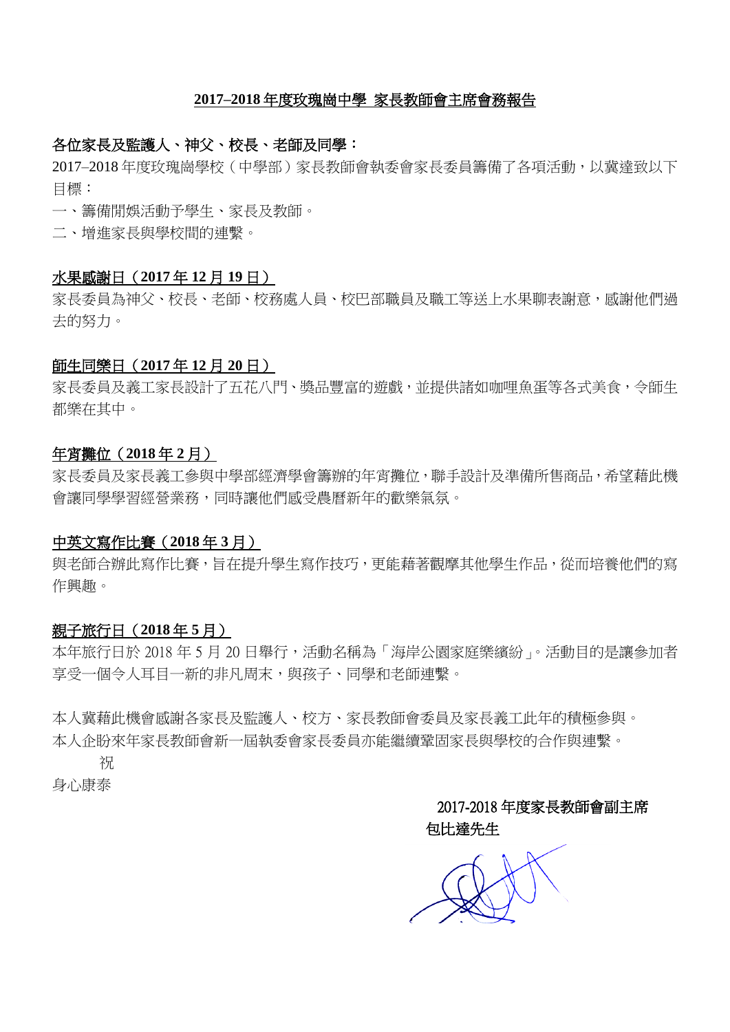# 2017–2018 年度玫瑰崗中學 家長教師會主席會務報告

**各位家長及監護人、神父、校長、老師及同學：**

2017–2018 年度玫瑰崗學校（中學部）家長教師會執委會家長委員籌備了各項活動，以冀達致以下目標：

一、籌備閒娛活動予學生、家長及教師。

二、增進家長與學校間的連繫。

## 水果感謝日（2017 年 12 月 19 日）

家長委員為神父、校長、老師、校務處人員、校巴部職員及職工等送上水果聊表謝意，感謝他們過去的努力。

## 師生同樂日（2017 年 12 月 20 日）

家長委員及義工家長設計了五花八門、獎品豐富的遊戲，並提供諸如咖哩魚蛋等各式美食，令師生都樂在其中。

## 年宵攤位（2018 年 2 月）

家長委員及家長義工參與中學部經濟學會籌辦的年宵攤位，聯手設計及準備所售商品，希望藉此機會讓同學學習經營業務，同時讓他們感受農曆新年的歡樂氣氛。

## 中英文寫作比賽（2018 年 3 月）

與老師合辦此寫作比賽，旨在提升學生寫作技巧，更能藉著觀摩其他學生作品，從而培養他們的寫作興趣。

## 親子旅行日（2018 年 5 月）

本年旅行日於 2018 年 5 月 20 日舉行，活動名稱為「海岸公園家庭樂繽紛」。活動目的是讓參加者享受一個令人耳目一新的非凡周末，與孩子、同學和老師連繫。

本人冀藉此機會感謝各家長及監護人、校方、家長教師會委員及家長義工此年的積極參與。

本人企盼來年家長教師會新一屆執委會家長委員亦能繼續鞏固家長與學校的合作與連繫。

祝

身心康泰

2017-2018 年度家長教師會副主席

包比達先生